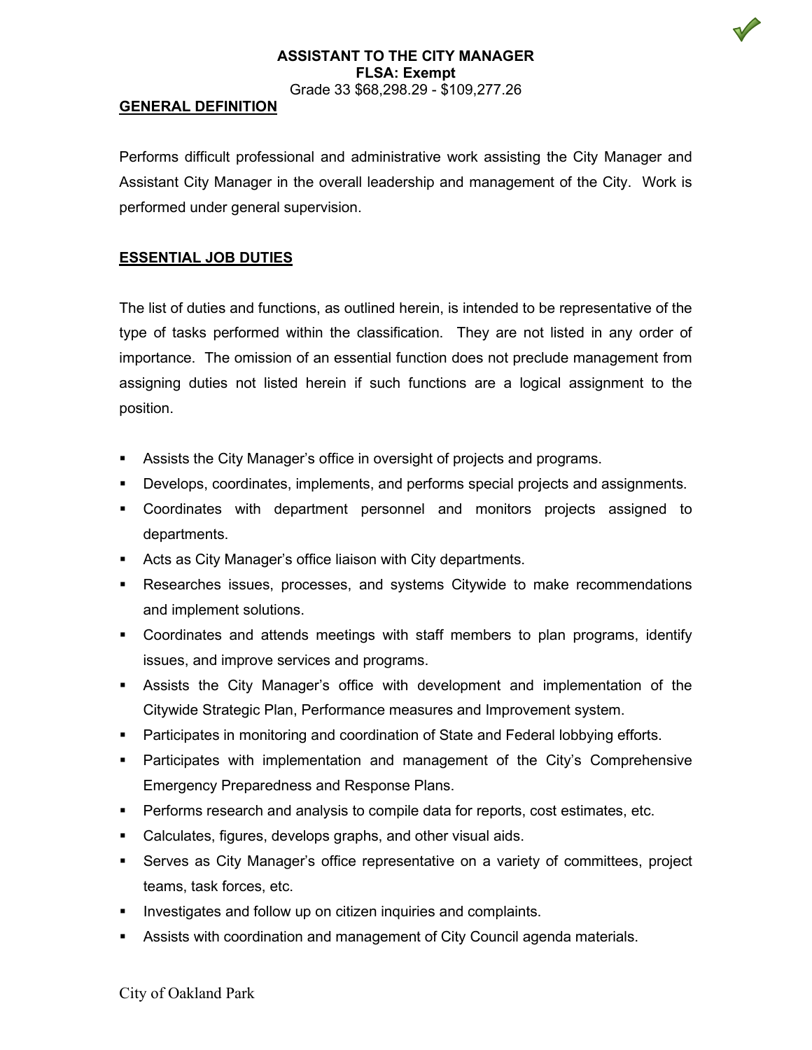# ASSISTANT TO THE CITY MANAGER

**FLSA: Exempt**

Grade 33 $68,298.29 - $109,277.26

## GENERAL DEFINITION

Performs difficult professional and administrative work assisting the City Manager and Assistant City Manager in the overall leadership and management of the City. Work is performed under general supervision.

## ESSENTIAL JOB DUTIES

The list of duties and functions, as outlined herein, is intended to be representative of the type of tasks performed within the classification. They are not listed in any order of importance. The omission of an essential function does not preclude management from assigning duties not listed herein if such functions are a logical assignment to the position.

- Assists the City Manager's office in oversight of projects and programs.
- Develops, coordinates, implements, and performs special projects and assignments.
- Coordinates with department personnel and monitors projects assigned to departments.
- Acts as City Manager's office liaison with City departments.
- Researches issues, processes, and systems Citywide to make recommendations and implement solutions.
- Coordinates and attends meetings with staff members to plan programs, identify issues, and improve services and programs.
- Assists the City Manager's office with development and implementation of the Citywide Strategic Plan, Performance measures and Improvement system.
- Participates in monitoring and coordination of State and Federal lobbying efforts.
- Participates with implementation and management of the City's Comprehensive Emergency Preparedness and Response Plans.
- Performs research and analysis to compile data for reports, cost estimates, etc.
- Calculates, figures, develops graphs, and other visual aids.
- Serves as City Manager's office representative on a variety of committees, project teams, task forces, etc.
- Investigates and follow up on citizen inquiries and complaints.
- Assists with coordination and management of City Council agenda materials.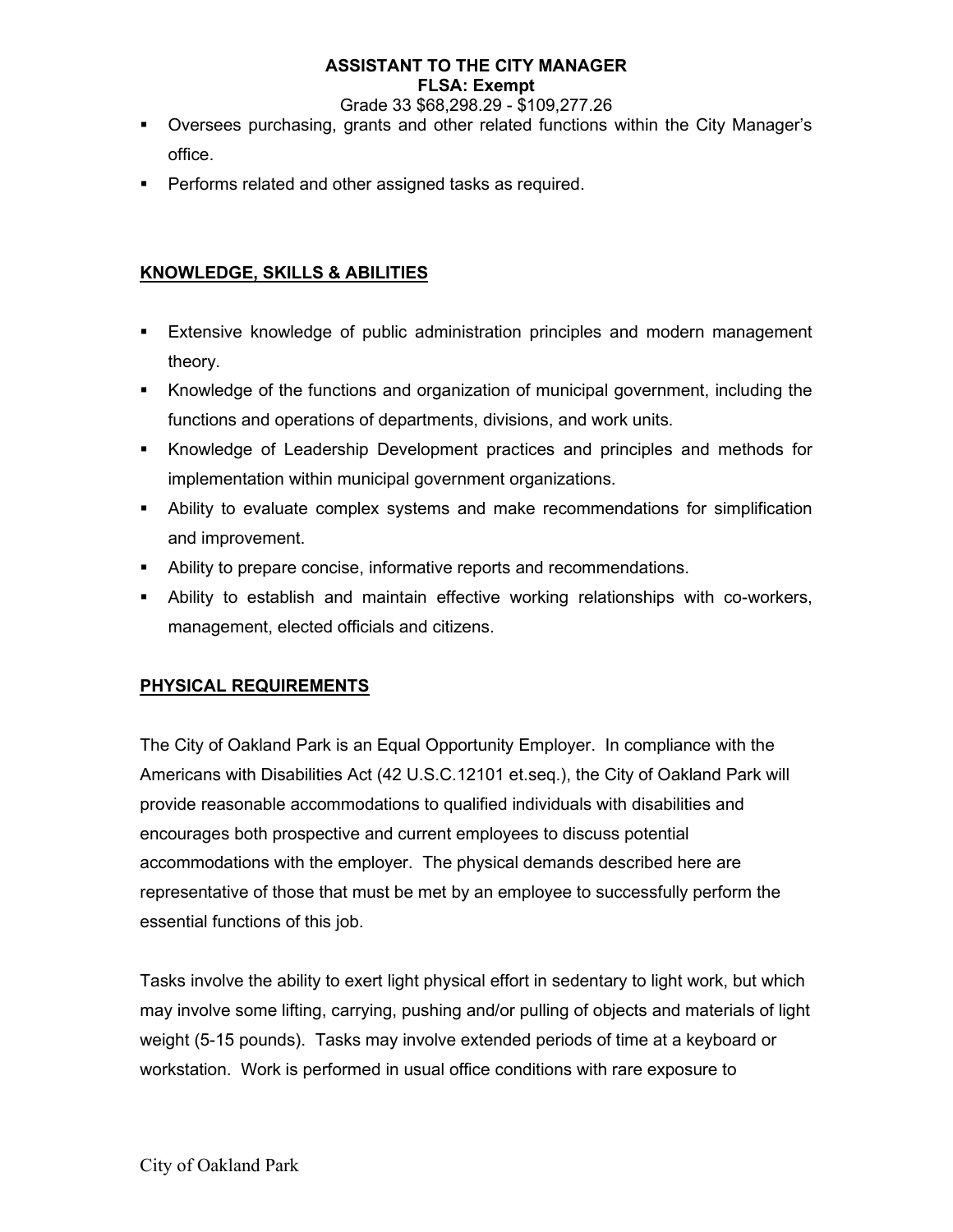**ASSISTANT TO THE CITY MANAGER**
**FLSA: Exempt**
Grade 33 $68,298.29 - $109,277.26

- Oversees purchasing, grants and other related functions within the City Manager's office.
- Performs related and other assigned tasks as required.

## KNOWLEDGE, SKILLS & ABILITIES

- Extensive knowledge of public administration principles and modern management theory.
- Knowledge of the functions and organization of municipal government, including the functions and operations of departments, divisions, and work units.
- Knowledge of Leadership Development practices and principles and methods for implementation within municipal government organizations.
- Ability to evaluate complex systems and make recommendations for simplification and improvement.
- Ability to prepare concise, informative reports and recommendations.
- Ability to establish and maintain effective working relationships with co-workers, management, elected officials and citizens.

## PHYSICAL REQUIREMENTS

The City of Oakland Park is an Equal Opportunity Employer. In compliance with the Americans with Disabilities Act (42 U.S.C.12101 et.seq.), the City of Oakland Park will provide reasonable accommodations to qualified individuals with disabilities and encourages both prospective and current employees to discuss potential accommodations with the employer. The physical demands described here are representative of those that must be met by an employee to successfully perform the essential functions of this job.

Tasks involve the ability to exert light physical effort in sedentary to light work, but which may involve some lifting, carrying, pushing and/or pulling of objects and materials of light weight (5-15 pounds). Tasks may involve extended periods of time at a keyboard or workstation. Work is performed in usual office conditions with rare exposure to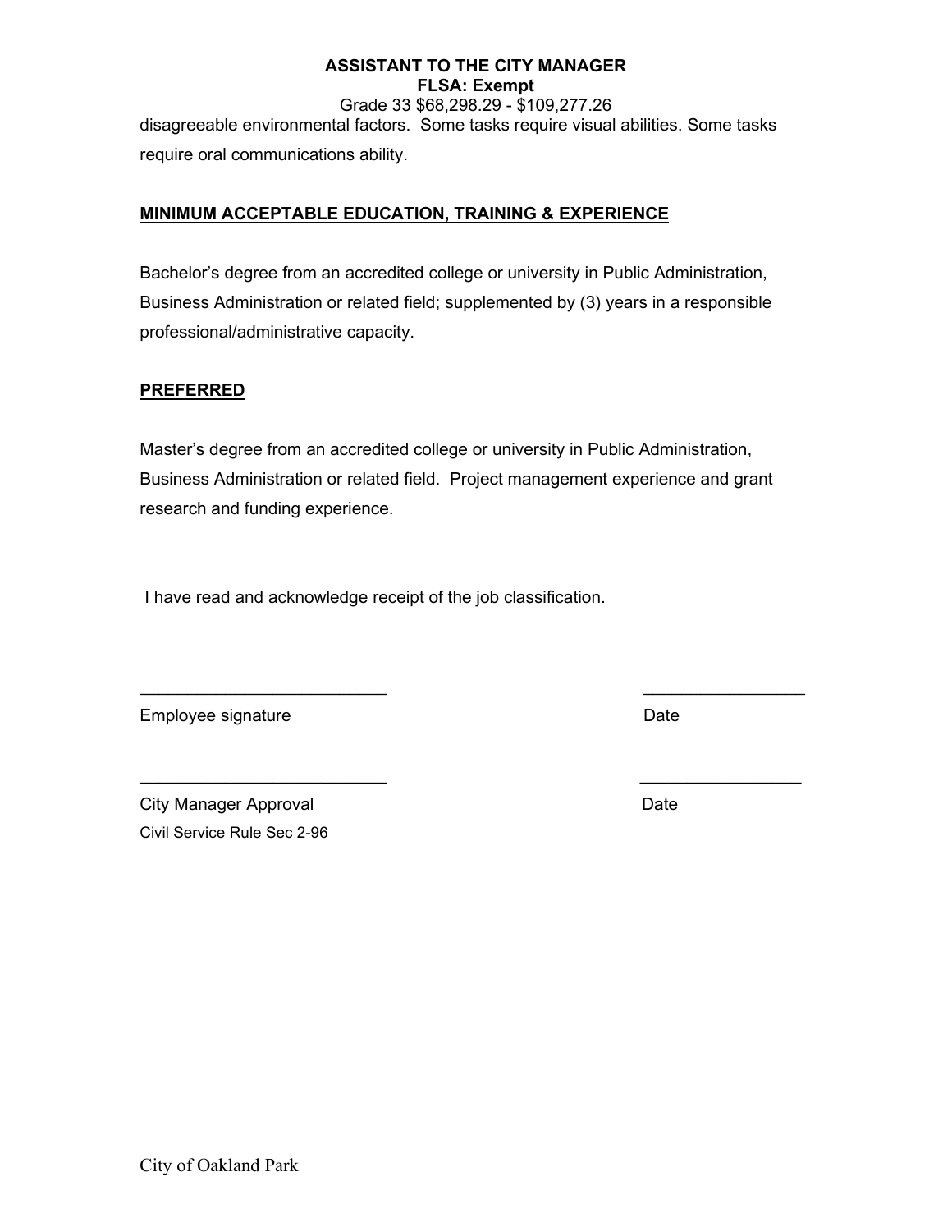disagreeable environmental factors. Some tasks require visual abilities. Some tasks require oral communications ability.

## MINIMUM ACCEPTABLE EDUCATION, TRAINING & EXPERIENCE

Bachelor's degree from an accredited college or university in Public Administration, Business Administration or related field; supplemented by (3) years in a responsible professional/administrative capacity.

## PREFERRED

Master's degree from an accredited college or university in Public Administration, Business Administration or related field. Project management experience and grant research and funding experience.

I have read and acknowledge receipt of the job classification.

\_\_\_\_\_\_\_\_\_\_\_\_\_\_\_\_\_\_\_\_\_\_\_\_\_\_ \_\_\_\_\_\_\_\_\_\_\_\_\_\_\_\_\_

Employee signature Date

\_\_\_\_\_\_\_\_\_\_\_\_\_\_\_\_\_\_\_\_\_\_\_\_\_\_ \_\_\_\_\_\_\_\_\_\_\_\_\_\_\_\_\_

City Manager Approval Date

Civil Service Rule Sec 2-96